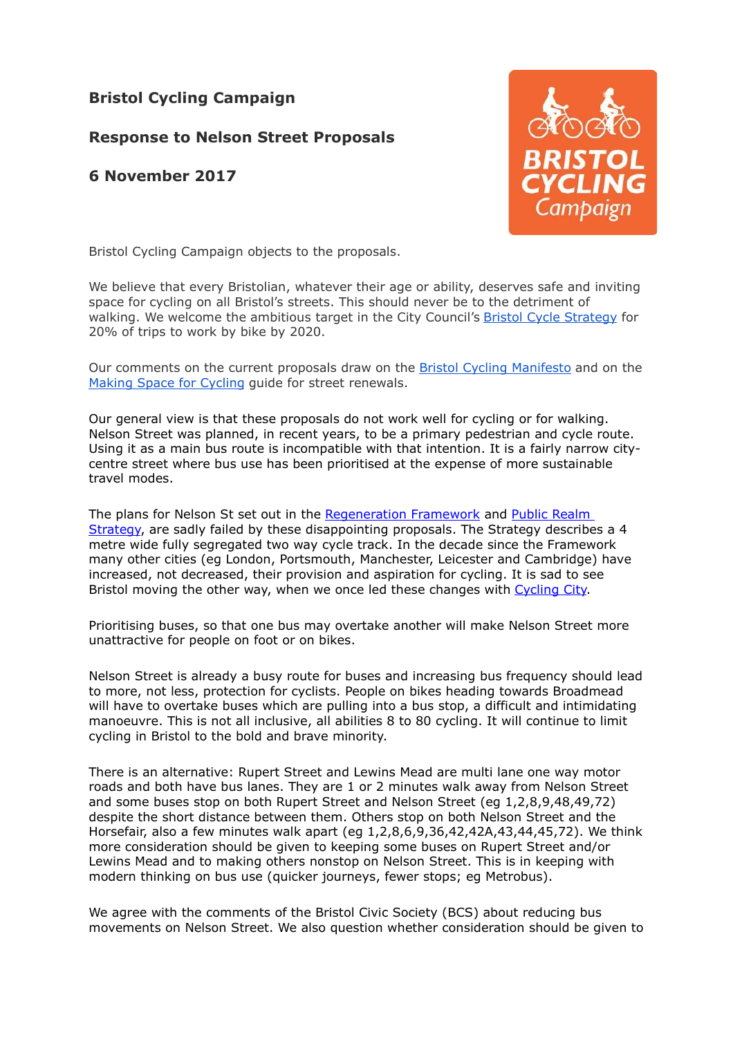**Bristol Cycling Campaign**

**Response to Nelson Street Proposals**

**6 November 2017**

Bristol Cycling Campaign objects to the proposals.

We believe that every Bristolian, whatever their age or ability, deserves safe and inviting space for cycling on all Bristol's streets. This should never be to the detriment of walking. We welcome the ambitious target in the City Council's Bristol Cycle Strategy for 20% of trips to work by bike by 2020.

Our comments on the current proposals draw on the Bristol Cycling Manifesto and on the Making Space for Cycling guide for street renewals.

Our general view is that these proposals do not work well for cycling or for walking. Nelson Street was planned, in recent years, to be a primary pedestrian and cycle route. Using it as a main bus route is incompatible with that intention. It is a fairly narrow city-centre street where bus use has been prioritised at the expense of more sustainable travel modes.

The plans for Nelson St set out in the Regeneration Framework and Public Realm Strategy, are sadly failed by these disappointing proposals. The Strategy describes a 4 metre wide fully segregated two way cycle track. In the decade since the Framework many other cities (eg London, Portsmouth, Manchester, Leicester and Cambridge) have increased, not decreased, their provision and aspiration for cycling. It is sad to see Bristol moving the other way, when we once led these changes with Cycling City.

Prioritising buses, so that one bus may overtake another will make Nelson Street more unattractive for people on foot or on bikes.

Nelson Street is already a busy route for buses and increasing bus frequency should lead to more, not less, protection for cyclists. People on bikes heading towards Broadmead will have to overtake buses which are pulling into a bus stop, a difficult and intimidating manoeuvre. This is not all inclusive, all abilities 8 to 80 cycling. It will continue to limit cycling in Bristol to the bold and brave minority.

There is an alternative: Rupert Street and Lewins Mead are multi lane one way motor roads and both have bus lanes. They are 1 or 2 minutes walk away from Nelson Street and some buses stop on both Rupert Street and Nelson Street (eg 1,2,8,9,48,49,72) despite the short distance between them. Others stop on both Nelson Street and the Horsefair, also a few minutes walk apart (eg 1,2,8,6,9,36,42,42A,43,44,45,72). We think more consideration should be given to keeping some buses on Rupert Street and/or Lewins Mead and to making others nonstop on Nelson Street. This is in keeping with modern thinking on bus use (quicker journeys, fewer stops; eg Metrobus).

We agree with the comments of the Bristol Civic Society (BCS) about reducing bus movements on Nelson Street. We also question whether consideration should be given to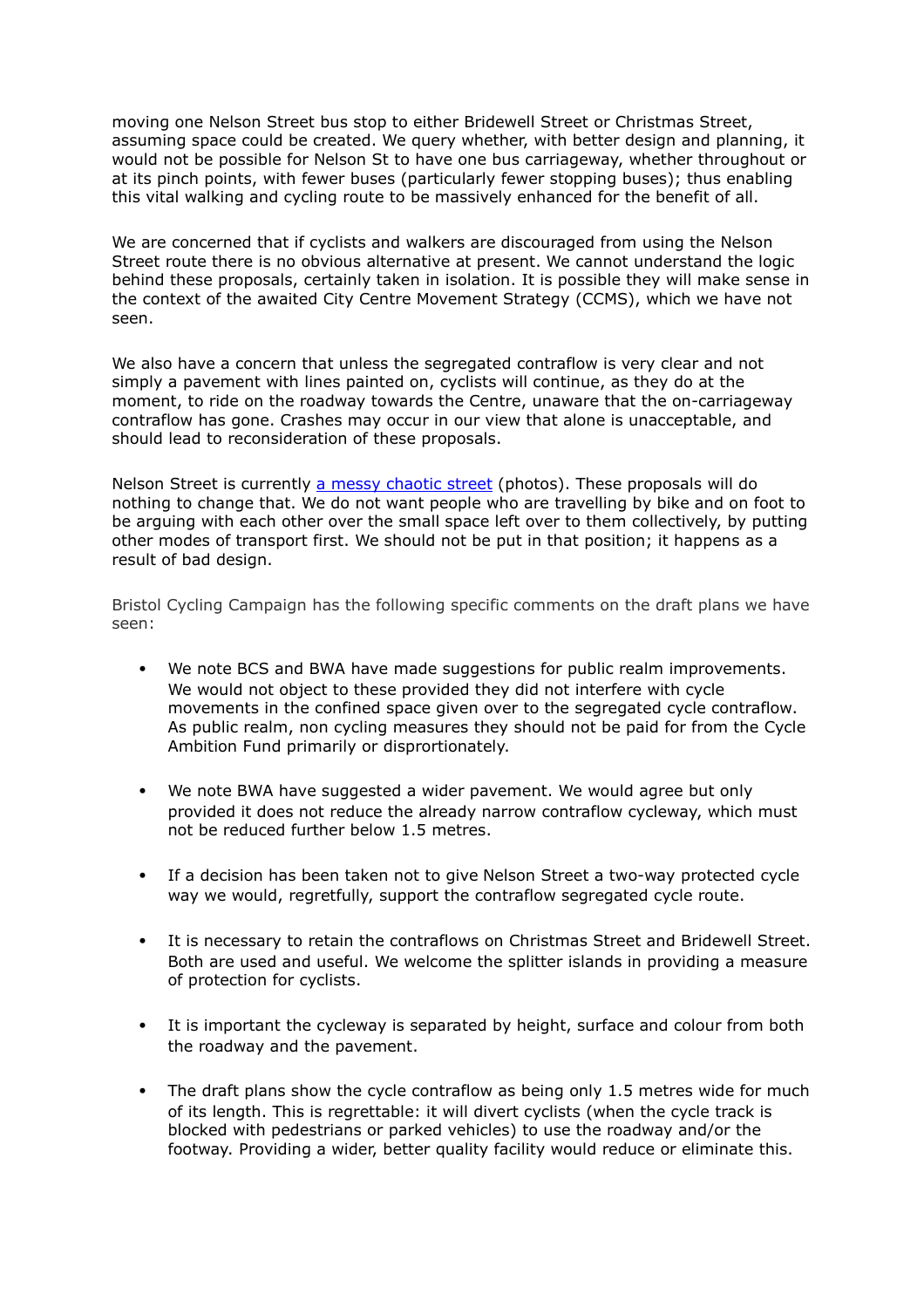moving one Nelson Street bus stop to either Bridewell Street or Christmas Street, assuming space could be created. We query whether, with better design and planning, it would not be possible for Nelson St to have one bus carriageway, whether throughout or at its pinch points, with fewer buses (particularly fewer stopping buses); thus enabling this vital walking and cycling route to be massively enhanced for the benefit of all.

We are concerned that if cyclists and walkers are discouraged from using the Nelson Street route there is no obvious alternative at present. We cannot understand the logic behind these proposals, certainly taken in isolation. It is possible they will make sense in the context of the awaited City Centre Movement Strategy (CCMS), which we have not seen.

We also have a concern that unless the segregated contraflow is very clear and not simply a pavement with lines painted on, cyclists will continue, as they do at the moment, to ride on the roadway towards the Centre, unaware that the on-carriageway contraflow has gone. Crashes may occur in our view that alone is unacceptable, and should lead to reconsideration of these proposals.

Nelson Street is currently [a messy chaotic street](#) (photos). These proposals will do nothing to change that. We do not want people who are travelling by bike and on foot to be arguing with each other over the small space left over to them collectively, by putting other modes of transport first. We should not be put in that position; it happens as a result of bad design.

Bristol Cycling Campaign has the following specific comments on the draft plans we have seen:

- We note BCS and BWA have made suggestions for public realm improvements. We would not object to these provided they did not interfere with cycle movements in the confined space given over to the segregated cycle contraflow. As public realm, non cycling measures they should not be paid for from the Cycle Ambition Fund primarily or disprortionately.

- We note BWA have suggested a wider pavement. We would agree but only provided it does not reduce the already narrow contraflow cycleway, which must not be reduced further below 1.5 metres.

- If a decision has been taken not to give Nelson Street a two-way protected cycle way we would, regretfully, support the contraflow segregated cycle route.

- It is necessary to retain the contraflows on Christmas Street and Bridewell Street. Both are used and useful. We welcome the splitter islands in providing a measure of protection for cyclists.

- It is important the cycleway is separated by height, surface and colour from both the roadway and the pavement.

- The draft plans show the cycle contraflow as being only 1.5 metres wide for much of its length. This is regrettable: it will divert cyclists (when the cycle track is blocked with pedestrians or parked vehicles) to use the roadway and/or the footway. Providing a wider, better quality facility would reduce or eliminate this.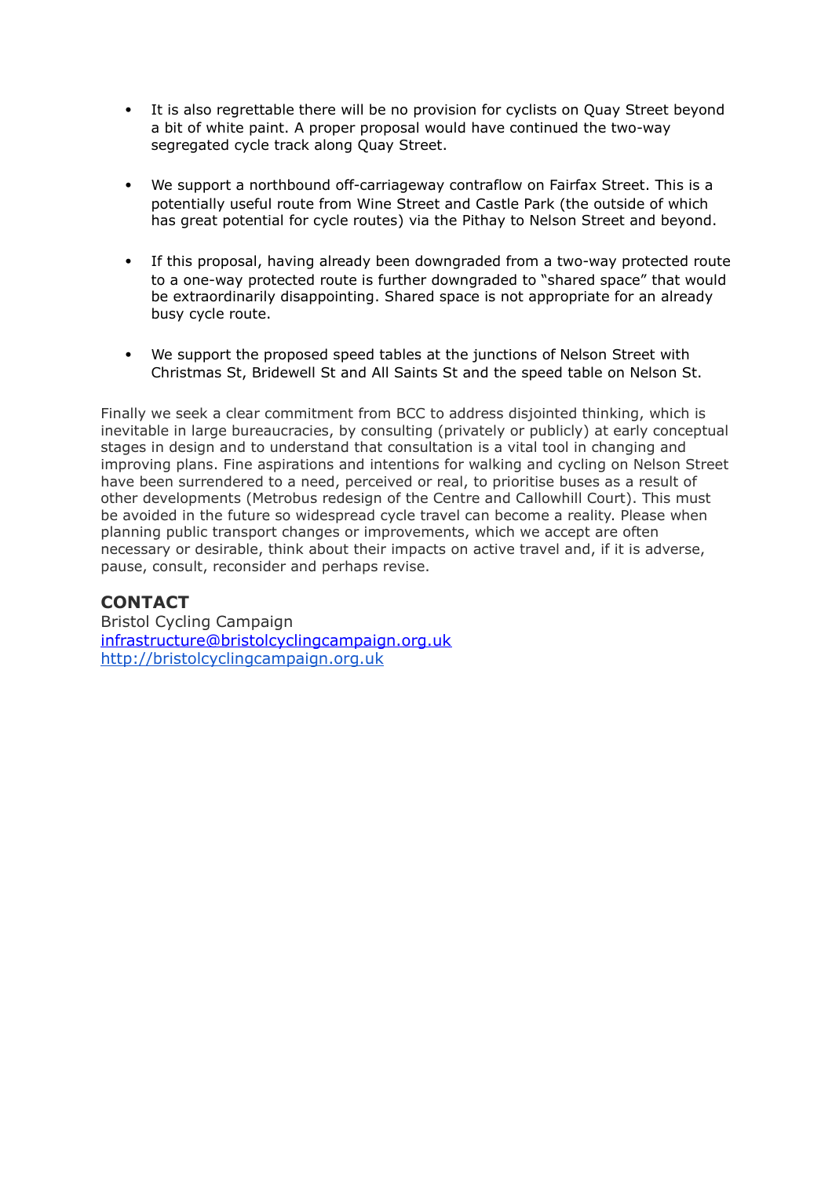- It is also regrettable there will be no provision for cyclists on Quay Street beyond a bit of white paint. A proper proposal would have continued the two-way segregated cycle track along Quay Street.

- We support a northbound off-carriageway contraflow on Fairfax Street. This is a potentially useful route from Wine Street and Castle Park (the outside of which has great potential for cycle routes) via the Pithay to Nelson Street and beyond.

- If this proposal, having already been downgraded from a two-way protected route to a one-way protected route is further downgraded to "shared space" that would be extraordinarily disappointing. Shared space is not appropriate for an already busy cycle route.

- We support the proposed speed tables at the junctions of Nelson Street with Christmas St, Bridewell St and All Saints St and the speed table on Nelson St.

Finally we seek a clear commitment from BCC to address disjointed thinking, which is inevitable in large bureaucracies, by consulting (privately or publicly) at early conceptual stages in design and to understand that consultation is a vital tool in changing and improving plans. Fine aspirations and intentions for walking and cycling on Nelson Street have been surrendered to a need, perceived or real, to prioritise buses as a result of other developments (Metrobus redesign of the Centre and Callowhill Court). This must be avoided in the future so widespread cycle travel can become a reality. Please when planning public transport changes or improvements, which we accept are often necessary or desirable, think about their impacts on active travel and, if it is adverse, pause, consult, reconsider and perhaps revise.

## CONTACT

Bristol Cycling Campaign
infrastructure@bristolcyclingcampaign.org.uk
http://bristolcyclingcampaign.org.uk